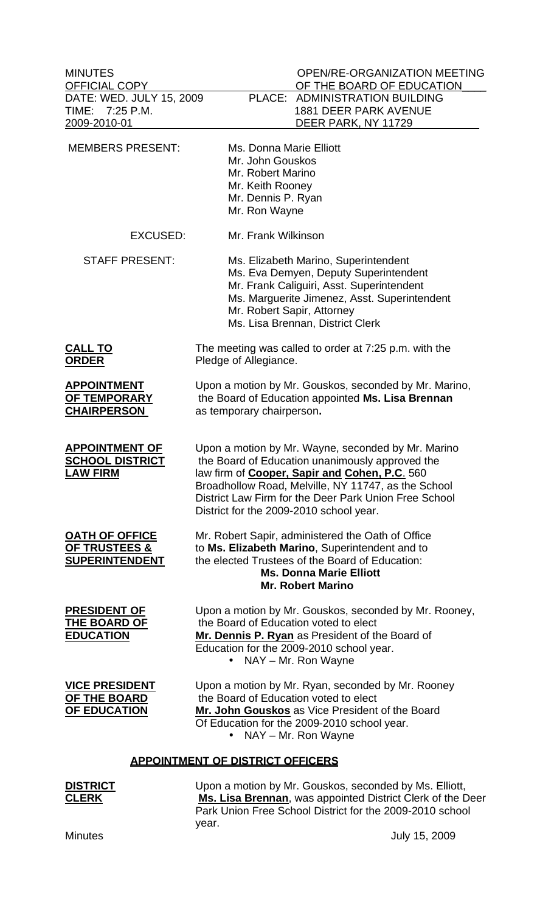| MINUTES | OPEN/RE-ORGANIZATION MEETING |
|---|---|
| OFFICIAL COPY | OF THE BOARD OF EDUCATION |
| DATE: WED. JULY 15, 2009 | PLACE: ADMINISTRATION BUILDING |
| TIME: 7:25 P.M. | 1881 DEER PARK AVENUE |
| 2009-2010-01 | DEER PARK, NY 11729 |

MEMBERS PRESENT:
- Ms. Donna Marie Elliott
- Mr. John Gouskos
- Mr. Robert Marino
- Mr. Keith Rooney
- Mr. Dennis P. Ryan
- Mr. Ron Wayne

EXCUSED:
- Mr. Frank Wilkinson

STAFF PRESENT:
- Ms. Elizabeth Marino, Superintendent
- Ms. Eva Demyen, Deputy Superintendent
- Mr. Frank Caliguiri, Asst. Superintendent
- Ms. Marguerite Jimenez, Asst. Superintendent
- Mr. Robert Sapir, Attorney
- Ms. Lisa Brennan, District Clerk

**CALL TO ORDER**

The meeting was called to order at 7:25 p.m. with the Pledge of Allegiance.

**APPOINTMENT OF TEMPORARY CHAIRPERSON**

Upon a motion by Mr. Gouskos, seconded by Mr. Marino, the Board of Education appointed **Ms. Lisa Brennan** as temporary chairperson**.**

**APPOINTMENT OF SCHOOL DISTRICT LAW FIRM**

Upon a motion by Mr. Wayne, seconded by Mr. Marino the Board of Education unanimously approved the law firm of **Cooper, Sapir and Cohen, P.C**. 560 Broadhollow Road, Melville, NY 11747, as the School District Law Firm for the Deer Park Union Free School District for the 2009-2010 school year.

**OATH OF OFFICE OF TRUSTEES & SUPERINTENDENT**

Mr. Robert Sapir, administered the Oath of Office to **Ms. Elizabeth Marino**, Superintendent and to the elected Trustees of the Board of Education:

**Ms. Donna Marie Elliott**
**Mr. Robert Marino**

**PRESIDENT OF THE BOARD OF EDUCATION**

Upon a motion by Mr. Gouskos, seconded by Mr. Rooney, the Board of Education voted to elect **Mr. Dennis P. Ryan** as President of the Board of Education for the 2009-2010 school year.

- NAY – Mr. Ron Wayne

**VICE PRESIDENT OF THE BOARD OF EDUCATION**

Upon a motion by Mr. Ryan, seconded by Mr. Rooney the Board of Education voted to elect **Mr. John Gouskos** as Vice President of the Board Of Education for the 2009-2010 school year.

- NAY – Mr. Ron Wayne

## APPOINTMENT OF DISTRICT OFFICERS

**DISTRICT CLERK**

Upon a motion by Mr. Gouskos, seconded by Ms. Elliott, **Ms. Lisa Brennan**, was appointed District Clerk of the Deer Park Union Free School District for the 2009-2010 school year.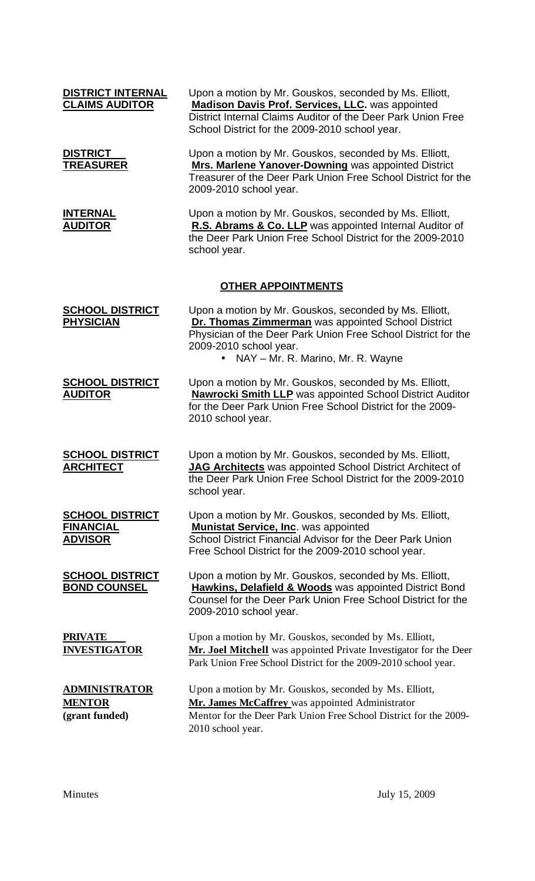**DISTRICT INTERNAL CLAIMS AUDITOR**

Upon a motion by Mr. Gouskos, seconded by Ms. Elliott, **Madison Davis Prof. Services, LLC.** was appointed District Internal Claims Auditor of the Deer Park Union Free School District for the 2009-2010 school year.

**DISTRICT TREASURER**

Upon a motion by Mr. Gouskos, seconded by Ms. Elliott, **Mrs. Marlene Yanover-Downing** was appointed District Treasurer of the Deer Park Union Free School District for the 2009-2010 school year.

**INTERNAL AUDITOR**

Upon a motion by Mr. Gouskos, seconded by Ms. Elliott, **R.S. Abrams & Co. LLP** was appointed Internal Auditor of the Deer Park Union Free School District for the 2009-2010 school year.

## OTHER APPOINTMENTS

**SCHOOL DISTRICT PHYSICIAN**

Upon a motion by Mr. Gouskos, seconded by Ms. Elliott, **Dr. Thomas Zimmerman** was appointed School District Physician of the Deer Park Union Free School District for the 2009-2010 school year.

- NAY – Mr. R. Marino, Mr. R. Wayne

**SCHOOL DISTRICT AUDITOR**

Upon a motion by Mr. Gouskos, seconded by Ms. Elliott, **Nawrocki Smith LLP** was appointed School District Auditor for the Deer Park Union Free School District for the 2009-2010 school year.

**SCHOOL DISTRICT ARCHITECT**

Upon a motion by Mr. Gouskos, seconded by Ms. Elliott, **JAG Architects** was appointed School District Architect of the Deer Park Union Free School District for the 2009-2010 school year.

**SCHOOL DISTRICT FINANCIAL ADVISOR**

Upon a motion by Mr. Gouskos, seconded by Ms. Elliott, **Munistat Service, Inc**. was appointed School District Financial Advisor for the Deer Park Union Free School District for the 2009-2010 school year.

**SCHOOL DISTRICT BOND COUNSEL**

Upon a motion by Mr. Gouskos, seconded by Ms. Elliott, **Hawkins, Delafield & Woods** was appointed District Bond Counsel for the Deer Park Union Free School District for the 2009-2010 school year.

**PRIVATE INVESTIGATOR**

Upon a motion by Mr. Gouskos, seconded by Ms. Elliott, **Mr. Joel Mitchell** was appointed Private Investigator for the Deer Park Union Free School District for the 2009-2010 school year.

**ADMINISTRATOR MENTOR (grant funded)**

Upon a motion by Mr. Gouskos, seconded by Ms. Elliott, **Mr. James McCaffrey** was appointed Administrator Mentor for the Deer Park Union Free School District for the 2009-2010 school year.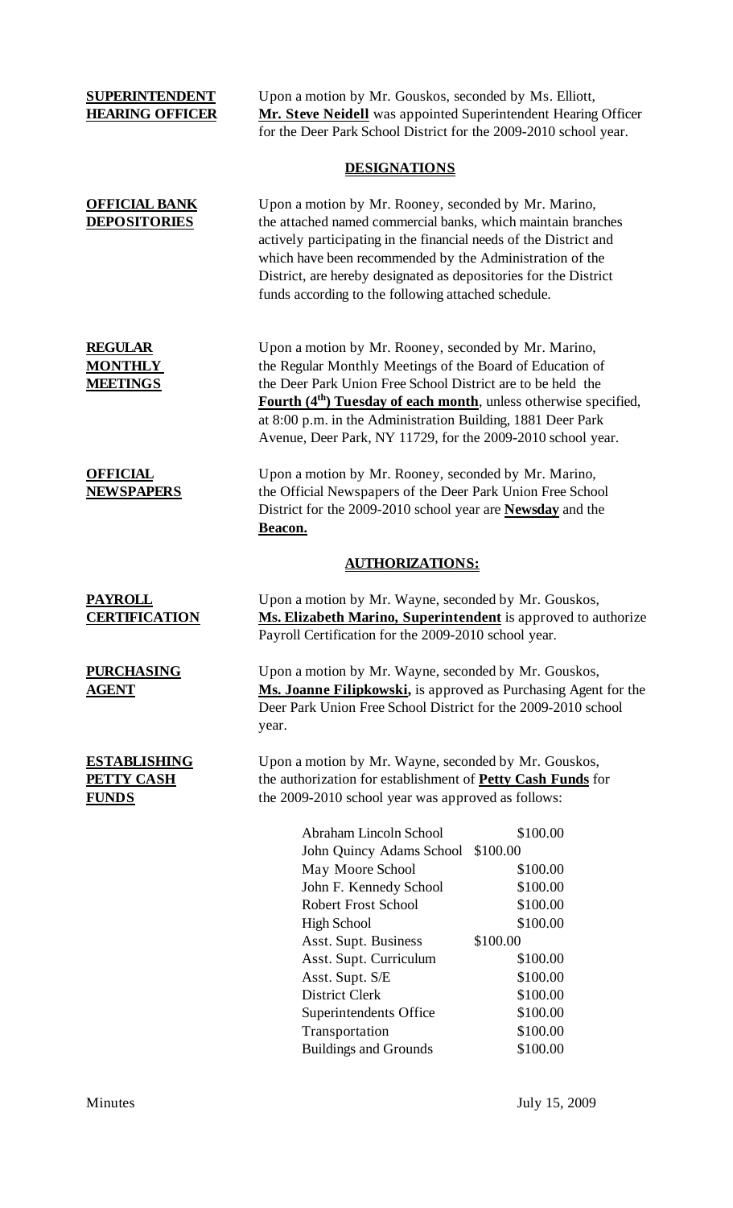**SUPERINTENDENT HEARING OFFICER**

Upon a motion by Mr. Gouskos, seconded by Ms. Elliott, **Mr. Steve Neidell** was appointed Superintendent Hearing Officer for the Deer Park School District for the 2009-2010 school year.

## DESIGNATIONS

**OFFICIAL BANK DEPOSITORIES**

Upon a motion by Mr. Rooney, seconded by Mr. Marino, the attached named commercial banks, which maintain branches actively participating in the financial needs of the District and which have been recommended by the Administration of the District, are hereby designated as depositories for the District funds according to the following attached schedule.

**REGULAR MONTHLY MEETINGS**

Upon a motion by Mr. Rooney, seconded by Mr. Marino, the Regular Monthly Meetings of the Board of Education of the Deer Park Union Free School District are to be held the **Fourth (4th) Tuesday of each month**, unless otherwise specified, at 8:00 p.m. in the Administration Building, 1881 Deer Park Avenue, Deer Park, NY 11729, for the 2009-2010 school year.

**OFFICIAL NEWSPAPERS**

Upon a motion by Mr. Rooney, seconded by Mr. Marino, the Official Newspapers of the Deer Park Union Free School District for the 2009-2010 school year are **Newsday** and the **Beacon.**

## AUTHORIZATIONS:

**PAYROLL CERTIFICATION**

Upon a motion by Mr. Wayne, seconded by Mr. Gouskos, **Ms. Elizabeth Marino, Superintendent** is approved to authorize Payroll Certification for the 2009-2010 school year.

**PURCHASING AGENT**

Upon a motion by Mr. Wayne, seconded by Mr. Gouskos, **Ms. Joanne Filipkowski,** is approved as Purchasing Agent for the Deer Park Union Free School District for the 2009-2010 school year.

**ESTABLISHING PETTY CASH FUNDS**

Upon a motion by Mr. Wayne, seconded by Mr. Gouskos, the authorization for establishment of **Petty Cash Funds** for the 2009-2010 school year was approved as follows:

| | |
|---|---|
| Abraham Lincoln School | $100.00 |
| John Quincy Adams School | $100.00 |
| May Moore School | $100.00 |
| John F. Kennedy School | $100.00 |
| Robert Frost School | $100.00 |
| High School | $100.00 |
| Asst. Supt. Business | $100.00 |
| Asst. Supt. Curriculum | $100.00 |
| Asst. Supt. S/E | $100.00 |
| District Clerk | $100.00 |
| Superintendents Office | $100.00 |
| Transportation | $100.00 |
| Buildings and Grounds | $100.00 |

Minutes July 15, 2009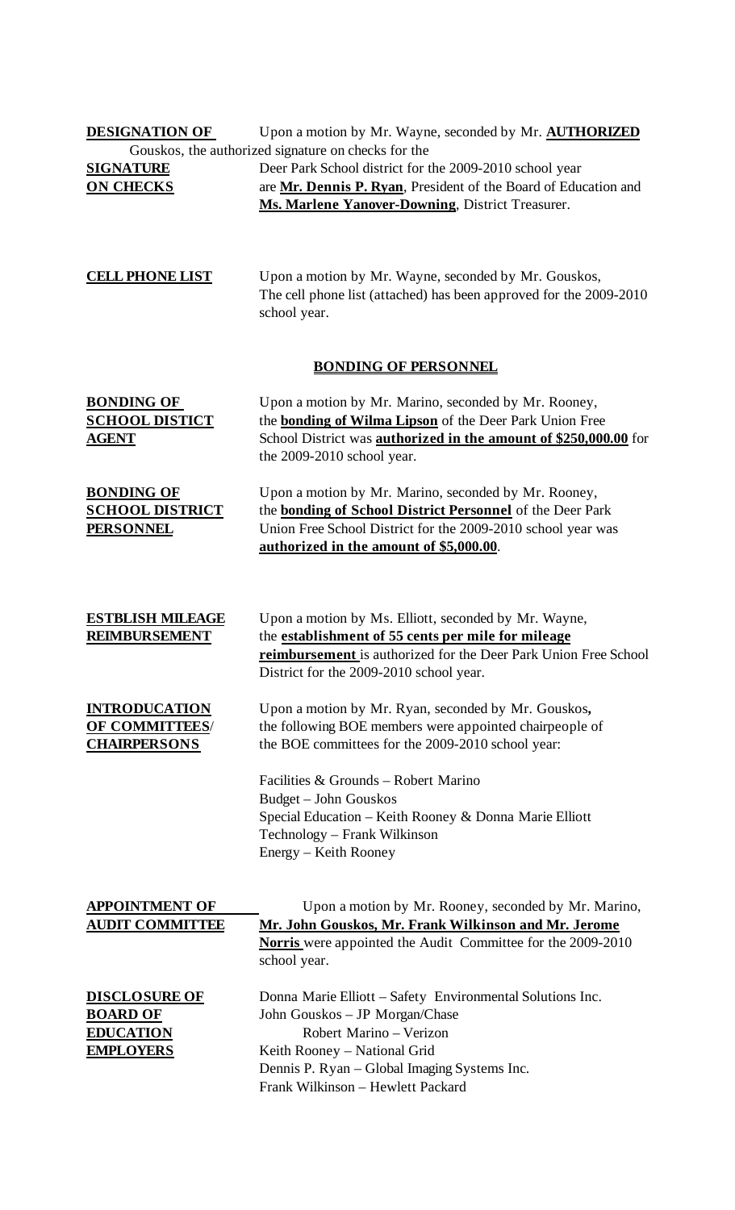**DESIGNATION OF SIGNATURE ON CHECKS** — **AUTHORIZED**

Upon a motion by Mr. Wayne, seconded by Mr. Gouskos, the authorized signature on checks for the Deer Park School district for the 2009-2010 school year are **Mr. Dennis P. Ryan**, President of the Board of Education and **Ms. Marlene Yanover-Downing**, District Treasurer.

**CELL PHONE LIST**

Upon a motion by Mr. Wayne, seconded by Mr. Gouskos, The cell phone list (attached) has been approved for the 2009-2010 school year.

## BONDING OF PERSONNEL

**BONDING OF SCHOOL DISTICT AGENT**

Upon a motion by Mr. Marino, seconded by Mr. Rooney, the **bonding of Wilma Lipson** of the Deer Park Union Free School District was **authorized in the amount of $250,000.00** for the 2009-2010 school year.

**BONDING OF SCHOOL DISTRICT PERSONNEL**

Upon a motion by Mr. Marino, seconded by Mr. Rooney, the **bonding of School District Personnel** of the Deer Park Union Free School District for the 2009-2010 school year was **authorized in the amount of $5,000.00**.

**ESTBLISH MILEAGE REIMBURSEMENT**

Upon a motion by Ms. Elliott, seconded by Mr. Wayne, the **establishment of 55 cents per mile for mileage reimbursement** is authorized for the Deer Park Union Free School District for the 2009-2010 school year.

**INTRODUCATION OF COMMITTEES/ CHAIRPERSONS**

Upon a motion by Mr. Ryan, seconded by Mr. Gouskos**,** the following BOE members were appointed chairpeople of the BOE committees for the 2009-2010 school year:

Facilities & Grounds – Robert Marino
Budget – John Gouskos
Special Education – Keith Rooney & Donna Marie Elliott
Technology – Frank Wilkinson
Energy – Keith Rooney

**APPOINTMENT OF AUDIT COMMITTEE**

Upon a motion by Mr. Rooney, seconded by Mr. Marino, **Mr. John Gouskos, Mr. Frank Wilkinson and Mr. Jerome Norris** were appointed the Audit Committee for the 2009-2010 school year.

**DISCLOSURE OF BOARD OF EDUCATION EMPLOYERS**

Donna Marie Elliott – Safety Environmental Solutions Inc.
John Gouskos – JP Morgan/Chase
Robert Marino – Verizon
Keith Rooney – National Grid
Dennis P. Ryan – Global Imaging Systems Inc.
Frank Wilkinson – Hewlett Packard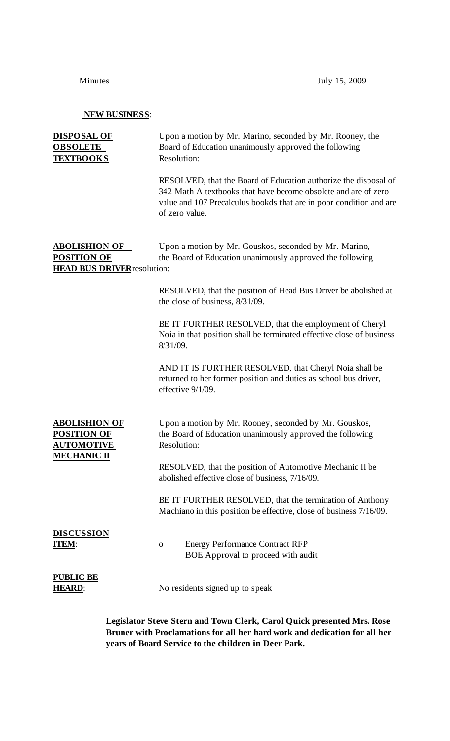## NEW BUSINESS:

**DISPOSAL OF OBSOLETE TEXTBOOKS**

Upon a motion by Mr. Marino, seconded by Mr. Rooney, the Board of Education unanimously approved the following Resolution:

RESOLVED, that the Board of Education authorize the disposal of 342 Math A textbooks that have become obsolete and are of zero value and 107 Precalculus bookds that are in poor condition and are of zero value.

**ABOLISHION OF POSITION OF HEAD BUS DRIVER**

Upon a motion by Mr. Gouskos, seconded by Mr. Marino, the Board of Education unanimously approved the following resolution:

RESOLVED, that the position of Head Bus Driver be abolished at the close of business, 8/31/09.

BE IT FURTHER RESOLVED, that the employment of Cheryl Noia in that position shall be terminated effective close of business 8/31/09.

AND IT IS FURTHER RESOLVED, that Cheryl Noia shall be returned to her former position and duties as school bus driver, effective 9/1/09.

**ABOLISHION OF POSITION OF AUTOMOTIVE MECHANIC II**

Upon a motion by Mr. Rooney, seconded by Mr. Gouskos, the Board of Education unanimously approved the following Resolution:

RESOLVED, that the position of Automotive Mechanic II be abolished effective close of business, 7/16/09.

BE IT FURTHER RESOLVED, that the termination of Anthony Machiano in this position be effective, close of business 7/16/09.

**DISCUSSION ITEM**:

- Energy Performance Contract RFP
  BOE Approval to proceed with audit

**PUBLIC BE HEARD**:

No residents signed up to speak

**Legislator Steve Stern and Town Clerk, Carol Quick presented Mrs. Rose Bruner with Proclamations for all her hard work and dedication for all her years of Board Service to the children in Deer Park.**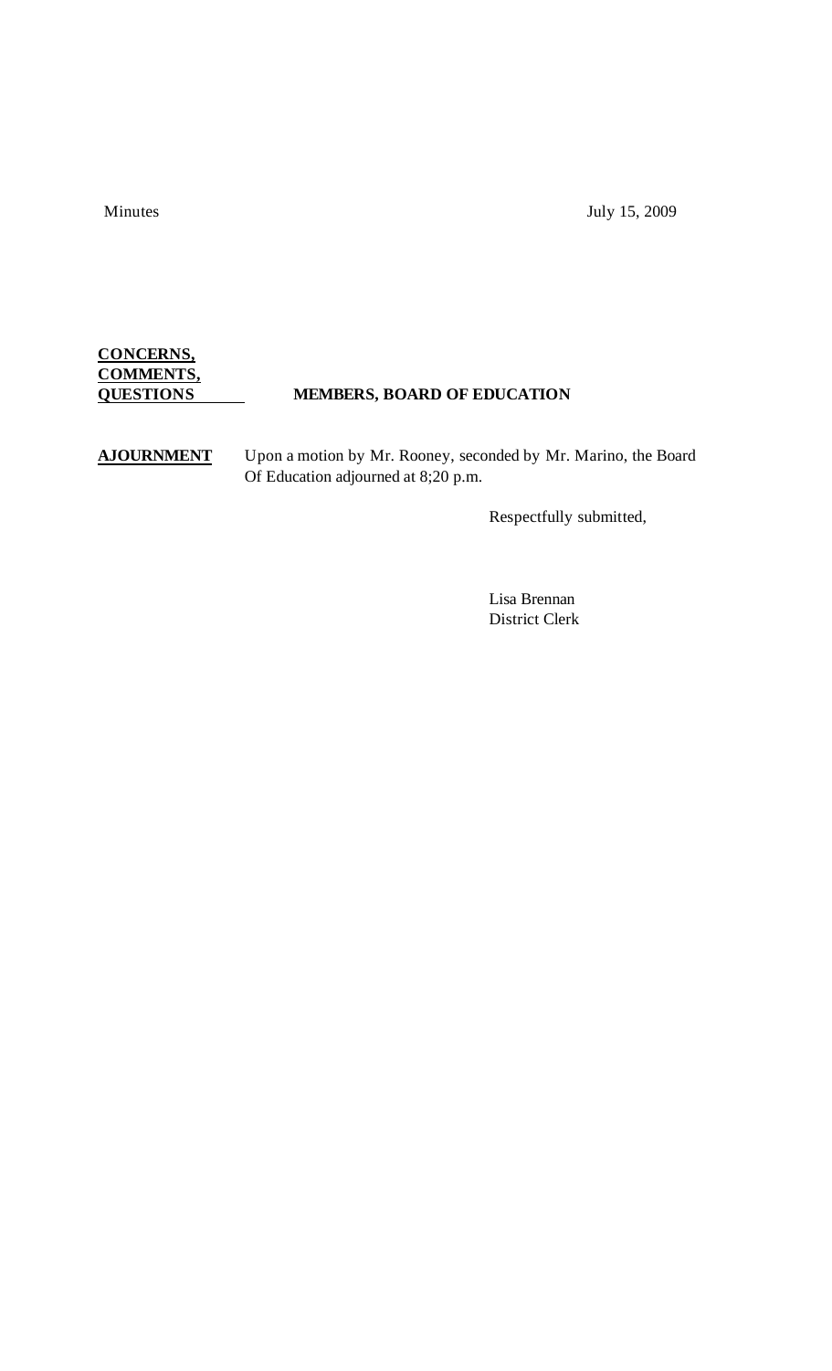**CONCERNS, COMMENTS, QUESTIONS** — **MEMBERS, BOARD OF EDUCATION**

**AJOURNMENT** Upon a motion by Mr. Rooney, seconded by Mr. Marino, the Board Of Education adjourned at 8;20 p.m.

Respectfully submitted,

Lisa Brennan
District Clerk